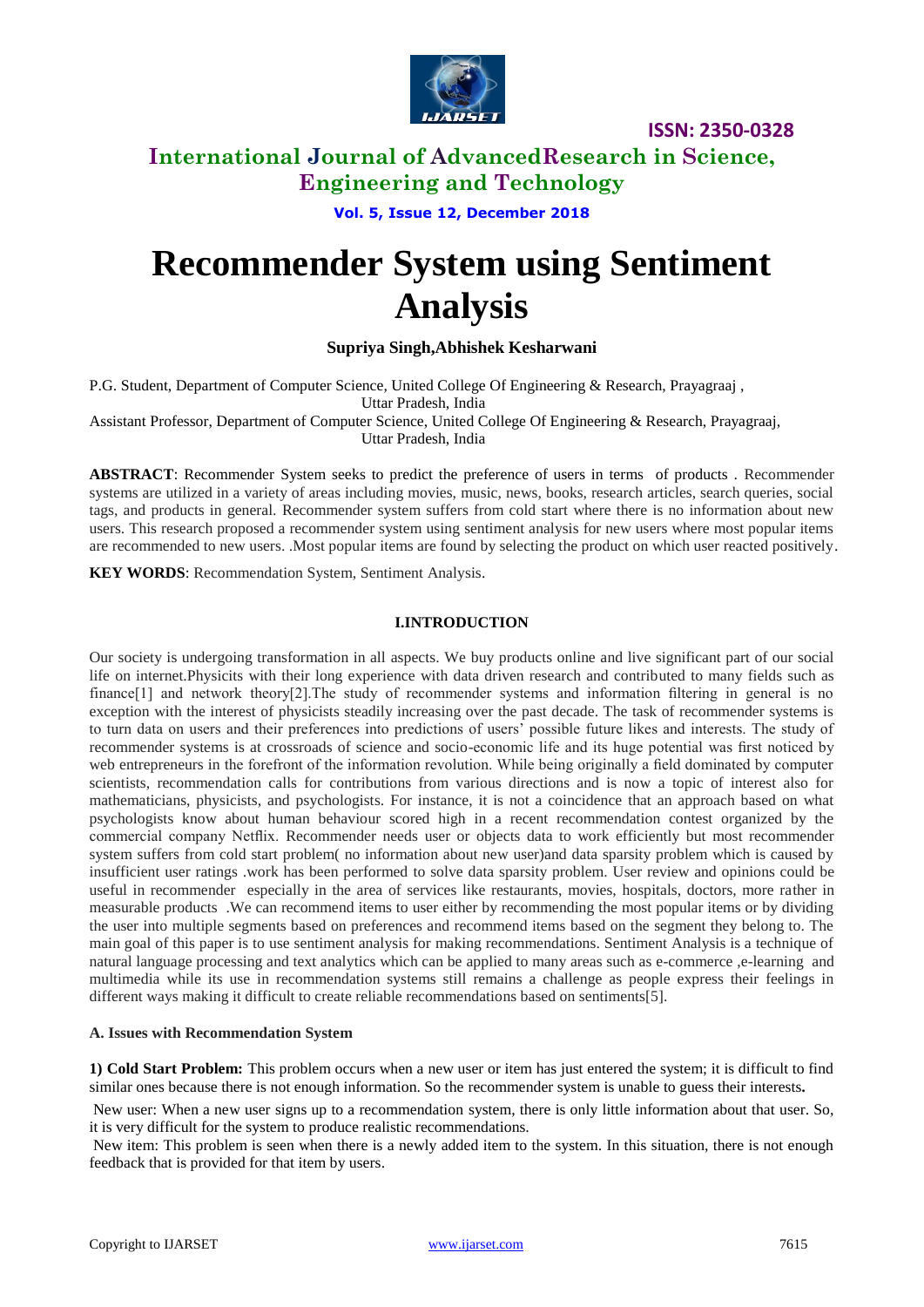# Recommender System using Sentiment Analysis

**Supriya Singh,Abhishek Kesharwani**

P.G. Student, Department of Computer Science, United College Of Engineering & Research, Prayagraaj , Uttar Pradesh, India

Assistant Professor, Department of Computer Science, United College Of Engineering & Research, Prayagraaj, Uttar Pradesh, India

**ABSTRACT**: Recommender System seeks to predict the preference of users in terms of products . Recommender systems are utilized in a variety of areas including movies, music, news, books, research articles, search queries, social tags, and products in general. Recommender system suffers from cold start where there is no information about new users. This research proposed a recommender system using sentiment analysis for new users where most popular items are recommended to new users. .Most popular items are found by selecting the product on which user reacted positively.

**KEY WORDS**: Recommendation System, Sentiment Analysis.

## I.INTRODUCTION

Our society is undergoing transformation in all aspects. We buy products online and live significant part of our social life on internet.Physicits with their long experience with data driven research and contributed to many fields such as finance[1] and network theory[2].The study of recommender systems and information filtering in general is no exception with the interest of physicists steadily increasing over the past decade. The task of recommender systems is to turn data on users and their preferences into predictions of users' possible future likes and interests. The study of recommender systems is at crossroads of science and socio-economic life and its huge potential was first noticed by web entrepreneurs in the forefront of the information revolution. While being originally a field dominated by computer scientists, recommendation calls for contributions from various directions and is now a topic of interest also for mathematicians, physicists, and psychologists. For instance, it is not a coincidence that an approach based on what psychologists know about human behaviour scored high in a recent recommendation contest organized by the commercial company Netflix. Recommender needs user or objects data to work efficiently but most recommender system suffers from cold start problem( no information about new user)and data sparsity problem which is caused by insufficient user ratings .work has been performed to solve data sparsity problem. User review and opinions could be useful in recommender especially in the area of services like restaurants, movies, hospitals, doctors, more rather in measurable products .We can recommend items to user either by recommending the most popular items or by dividing the user into multiple segments based on preferences and recommend items based on the segment they belong to. The main goal of this paper is to use sentiment analysis for making recommendations. Sentiment Analysis is a technique of natural language processing and text analytics which can be applied to many areas such as e-commerce ,e-learning and multimedia while its use in recommendation systems still remains a challenge as people express their feelings in different ways making it difficult to create reliable recommendations based on sentiments[5].

### A. Issues with Recommendation System

**1) Cold Start Problem:** This problem occurs when a new user or item has just entered the system; it is difficult to find similar ones because there is not enough information. So the recommender system is unable to guess their interests**.**

New user: When a new user signs up to a recommendation system, there is only little information about that user. So, it is very difficult for the system to produce realistic recommendations.

New item: This problem is seen when there is a newly added item to the system. In this situation, there is not enough feedback that is provided for that item by users.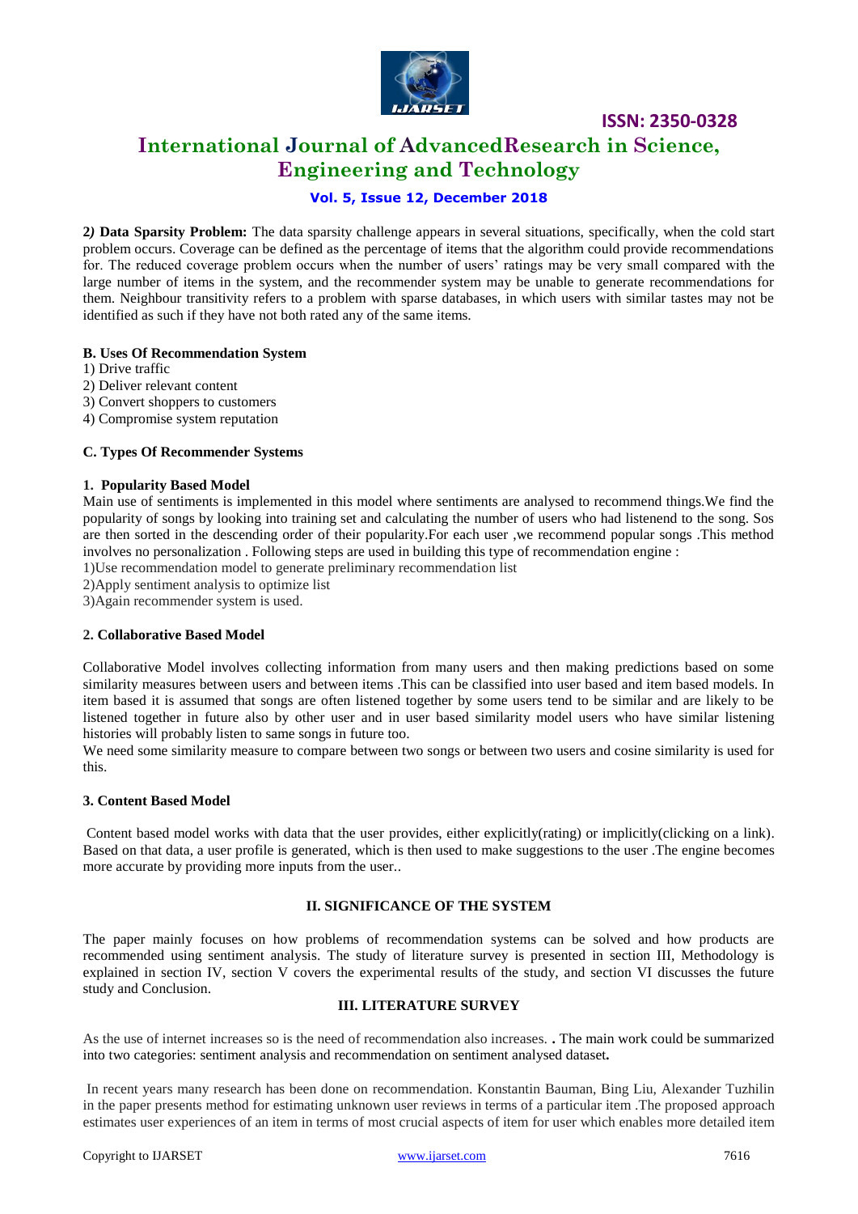**2) Data Sparsity Problem:** The data sparsity challenge appears in several situations, specifically, when the cold start problem occurs. Coverage can be defined as the percentage of items that the algorithm could provide recommendations for. The reduced coverage problem occurs when the number of users' ratings may be very small compared with the large number of items in the system, and the recommender system may be unable to generate recommendations for them. Neighbour transitivity refers to a problem with sparse databases, in which users with similar tastes may not be identified as such if they have not both rated any of the same items.

### B. Uses Of Recommendation System

1) Drive traffic
2) Deliver relevant content
3) Convert shoppers to customers
4) Compromise system reputation

### C. Types Of Recommender Systems

#### 1. Popularity Based Model

Main use of sentiments is implemented in this model where sentiments are analysed to recommend things.We find the popularity of songs by looking into training set and calculating the number of users who had listenend to the song. Sos are then sorted in the descending order of their popularity.For each user ,we recommend popular songs .This method involves no personalization . Following steps are used in building this type of recommendation engine :

1)Use recommendation model to generate preliminary recommendation list
2)Apply sentiment analysis to optimize list
3)Again recommender system is used.

#### 2. Collaborative Based Model

Collaborative Model involves collecting information from many users and then making predictions based on some similarity measures between users and between items .This can be classified into user based and item based models. In item based it is assumed that songs are often listened together by some users tend to be similar and are likely to be listened together in future also by other user and in user based similarity model users who have similar listening histories will probably listen to same songs in future too.

We need some similarity measure to compare between two songs or between two users and cosine similarity is used for this.

#### 3. Content Based Model

Content based model works with data that the user provides, either explicitly(rating) or implicitly(clicking on a link). Based on that data, a user profile is generated, which is then used to make suggestions to the user .The engine becomes more accurate by providing more inputs from the user..

## II. SIGNIFICANCE OF THE SYSTEM

The paper mainly focuses on how problems of recommendation systems can be solved and how products are recommended using sentiment analysis. The study of literature survey is presented in section III, Methodology is explained in section IV, section V covers the experimental results of the study, and section VI discusses the future study and Conclusion.

## III. LITERATURE SURVEY

As the use of internet increases so is the need of recommendation also increases. **.** The main work could be summarized into two categories: sentiment analysis and recommendation on sentiment analysed dataset**.**

In recent years many research has been done on recommendation. Konstantin Bauman, Bing Liu, Alexander Tuzhilin in the paper presents method for estimating unknown user reviews in terms of a particular item .The proposed approach estimates user experiences of an item in terms of most crucial aspects of item for user which enables more detailed item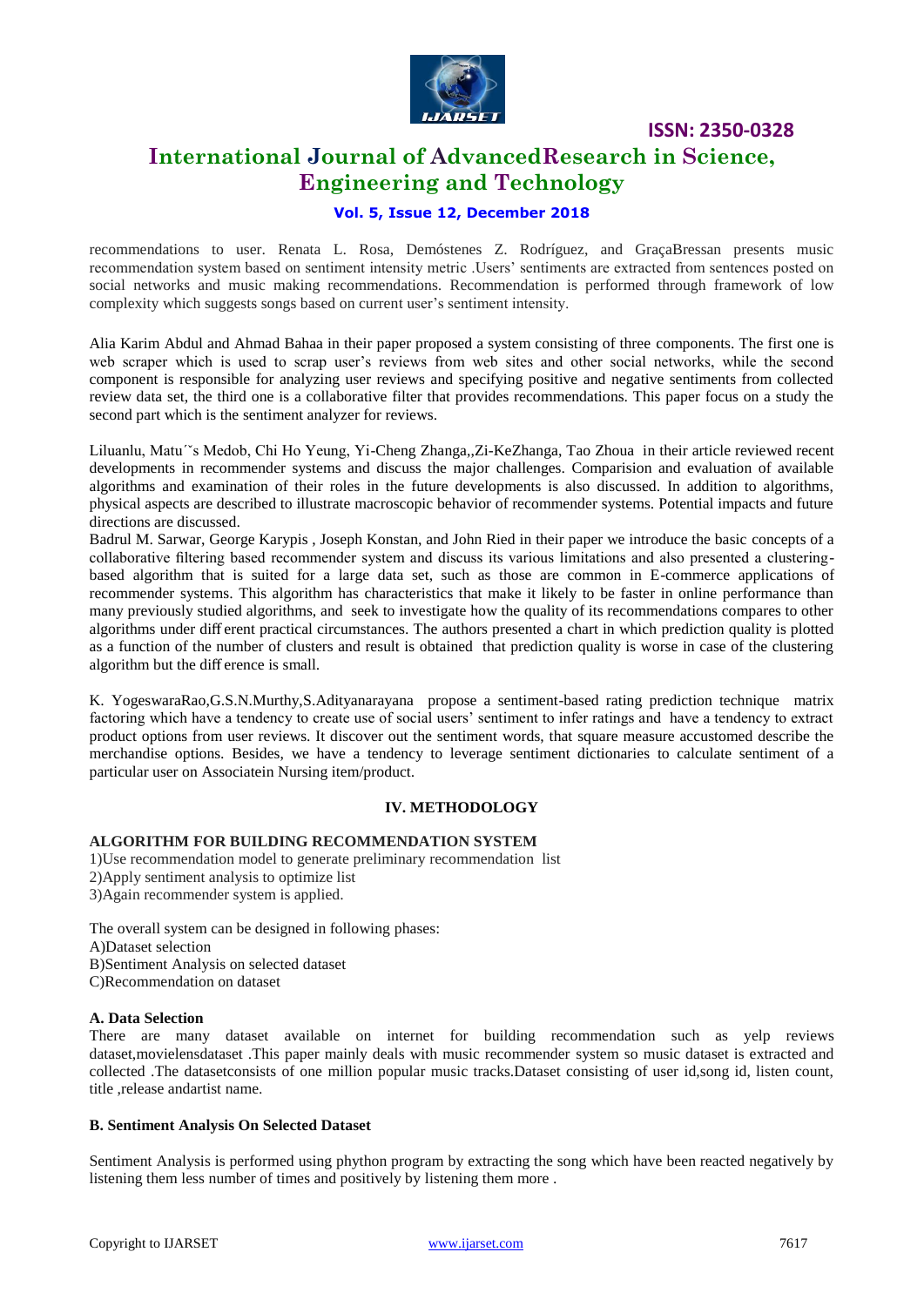recommendations to user. Renata L. Rosa, Demóstenes Z. Rodríguez, and GraçaBressan presents music recommendation system based on sentiment intensity metric .Users' sentiments are extracted from sentences posted on social networks and music making recommendations. Recommendation is performed through framework of low complexity which suggests songs based on current user's sentiment intensity.

Alia Karim Abdul and Ahmad Bahaa in their paper proposed a system consisting of three components. The first one is web scraper which is used to scrap user's reviews from web sites and other social networks, while the second component is responsible for analyzing user reviews and specifying positive and negative sentiments from collected review data set, the third one is a collaborative filter that provides recommendations. This paper focus on a study the second part which is the sentiment analyzer for reviews.

Liluanlu, Matu´˘s Medob, Chi Ho Yeung, Yi-Cheng Zhanga,,Zi-KeZhanga, Tao Zhoua in their article reviewed recent developments in recommender systems and discuss the major challenges. Comparision and evaluation of available algorithms and examination of their roles in the future developments is also discussed. In addition to algorithms, physical aspects are described to illustrate macroscopic behavior of recommender systems. Potential impacts and future directions are discussed.

Badrul M. Sarwar, George Karypis , Joseph Konstan, and John Ried in their paper we introduce the basic concepts of a collaborative filtering based recommender system and discuss its various limitations and also presented a clustering-based algorithm that is suited for a large data set, such as those are common in E-commerce applications of recommender systems. This algorithm has characteristics that make it likely to be faster in online performance than many previously studied algorithms, and seek to investigate how the quality of its recommendations compares to other algorithms under diff erent practical circumstances. The authors presented a chart in which prediction quality is plotted as a function of the number of clusters and result is obtained that prediction quality is worse in case of the clustering algorithm but the diff erence is small.

K. YogeswaraRao,G.S.N.Murthy,S.Adityanarayana propose a sentiment-based rating prediction technique matrix factoring which have a tendency to create use of social users' sentiment to infer ratings and have a tendency to extract product options from user reviews. It discover out the sentiment words, that square measure accustomed describe the merchandise options. Besides, we have a tendency to leverage sentiment dictionaries to calculate sentiment of a particular user on Associatein Nursing item/product.

## IV. METHODOLOGY

### ALGORITHM FOR BUILDING RECOMMENDATION SYSTEM

1)Use recommendation model to generate preliminary recommendation list
2)Apply sentiment analysis to optimize list
3)Again recommender system is applied.

The overall system can be designed in following phases:
A)Dataset selection
B)Sentiment Analysis on selected dataset
C)Recommendation on dataset

### A. Data Selection

There are many dataset available on internet for building recommendation such as yelp reviews dataset,movielensdataset .This paper mainly deals with music recommender system so music dataset is extracted and collected .The datasetconsists of one million popular music tracks.Dataset consisting of user id,song id, listen count, title ,release andartist name.

### B. Sentiment Analysis On Selected Dataset

Sentiment Analysis is performed using phython program by extracting the song which have been reacted negatively by listening them less number of times and positively by listening them more .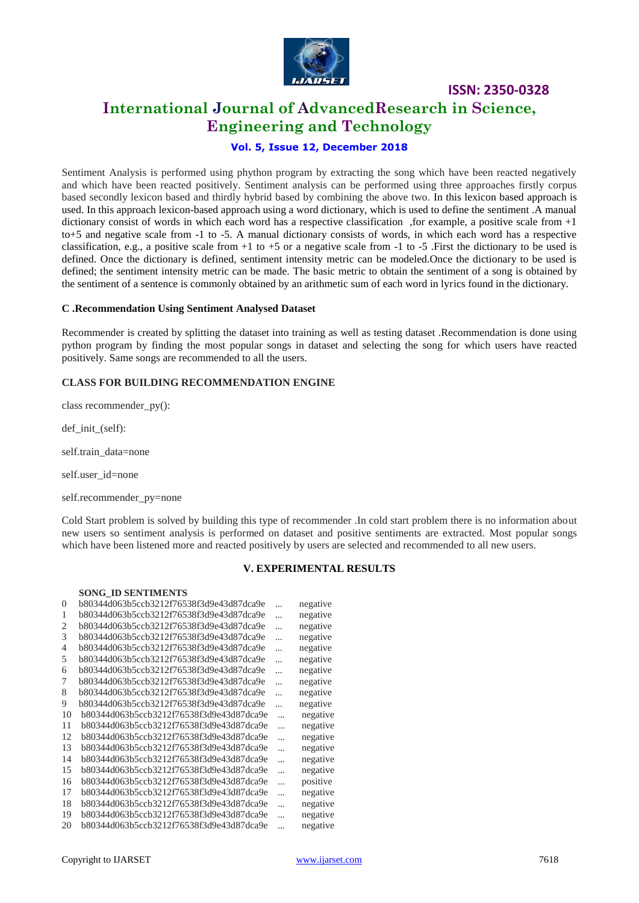Sentiment Analysis is performed using phython program by extracting the song which have been reacted negatively and which have been reacted positively. Sentiment analysis can be performed using three approaches firstly corpus based secondly lexicon based and thirdly hybrid based by combining the above two. In this lexicon based approach is used. In this approach lexicon-based approach using a word dictionary, which is used to define the sentiment .A manual dictionary consist of words in which each word has a respective classification ,for example, a positive scale from +1 to+5 and negative scale from -1 to -5. A manual dictionary consists of words, in which each word has a respective classification, e.g., a positive scale from +1 to +5 or a negative scale from -1 to -5 .First the dictionary to be used is defined. Once the dictionary is defined, sentiment intensity metric can be modeled.Once the dictionary to be used is defined; the sentiment intensity metric can be made. The basic metric to obtain the sentiment of a song is obtained by the sentiment of a sentence is commonly obtained by an arithmetic sum of each word in lyrics found in the dictionary.

### C .Recommendation Using Sentiment Analysed Dataset

Recommender is created by splitting the dataset into training as well as testing dataset .Recommendation is done using python program by finding the most popular songs in dataset and selecting the song for which users have reacted positively. Same songs are recommended to all the users.

### CLASS FOR BUILDING RECOMMENDATION ENGINE

```
class recommender_py():

def_init_(self):

self.train_data=none

self.user_id=none

self.recommender_py=none
```

Cold Start problem is solved by building this type of recommender .In cold start problem there is no information about new users so sentiment analysis is performed on dataset and positive sentiments are extracted. Most popular songs which have been listened more and reacted positively by users are selected and recommended to all new users.

## V. EXPERIMENTAL RESULTS

| | SONG_ID | | SENTIMENTS |
|---|---|---|---|
| 0 | b80344d063b5ccb3212f76538f3d9e43d87dca9e | ... | negative |
| 1 | b80344d063b5ccb3212f76538f3d9e43d87dca9e | ... | negative |
| 2 | b80344d063b5ccb3212f76538f3d9e43d87dca9e | ... | negative |
| 3 | b80344d063b5ccb3212f76538f3d9e43d87dca9e | ... | negative |
| 4 | b80344d063b5ccb3212f76538f3d9e43d87dca9e | ... | negative |
| 5 | b80344d063b5ccb3212f76538f3d9e43d87dca9e | ... | negative |
| 6 | b80344d063b5ccb3212f76538f3d9e43d87dca9e | ... | negative |
| 7 | b80344d063b5ccb3212f76538f3d9e43d87dca9e | ... | negative |
| 8 | b80344d063b5ccb3212f76538f3d9e43d87dca9e | ... | negative |
| 9 | b80344d063b5ccb3212f76538f3d9e43d87dca9e | ... | negative |
| 10 | b80344d063b5ccb3212f76538f3d9e43d87dca9e | ... | negative |
| 11 | b80344d063b5ccb3212f76538f3d9e43d87dca9e | ... | negative |
| 12 | b80344d063b5ccb3212f76538f3d9e43d87dca9e | ... | negative |
| 13 | b80344d063b5ccb3212f76538f3d9e43d87dca9e | ... | negative |
| 14 | b80344d063b5ccb3212f76538f3d9e43d87dca9e | ... | negative |
| 15 | b80344d063b5ccb3212f76538f3d9e43d87dca9e | ... | negative |
| 16 | b80344d063b5ccb3212f76538f3d9e43d87dca9e | ... | positive |
| 17 | b80344d063b5ccb3212f76538f3d9e43d87dca9e | ... | negative |
| 18 | b80344d063b5ccb3212f76538f3d9e43d87dca9e | ... | negative |
| 19 | b80344d063b5ccb3212f76538f3d9e43d87dca9e | ... | negative |
| 20 | b80344d063b5ccb3212f76538f3d9e43d87dca9e | ... | negative |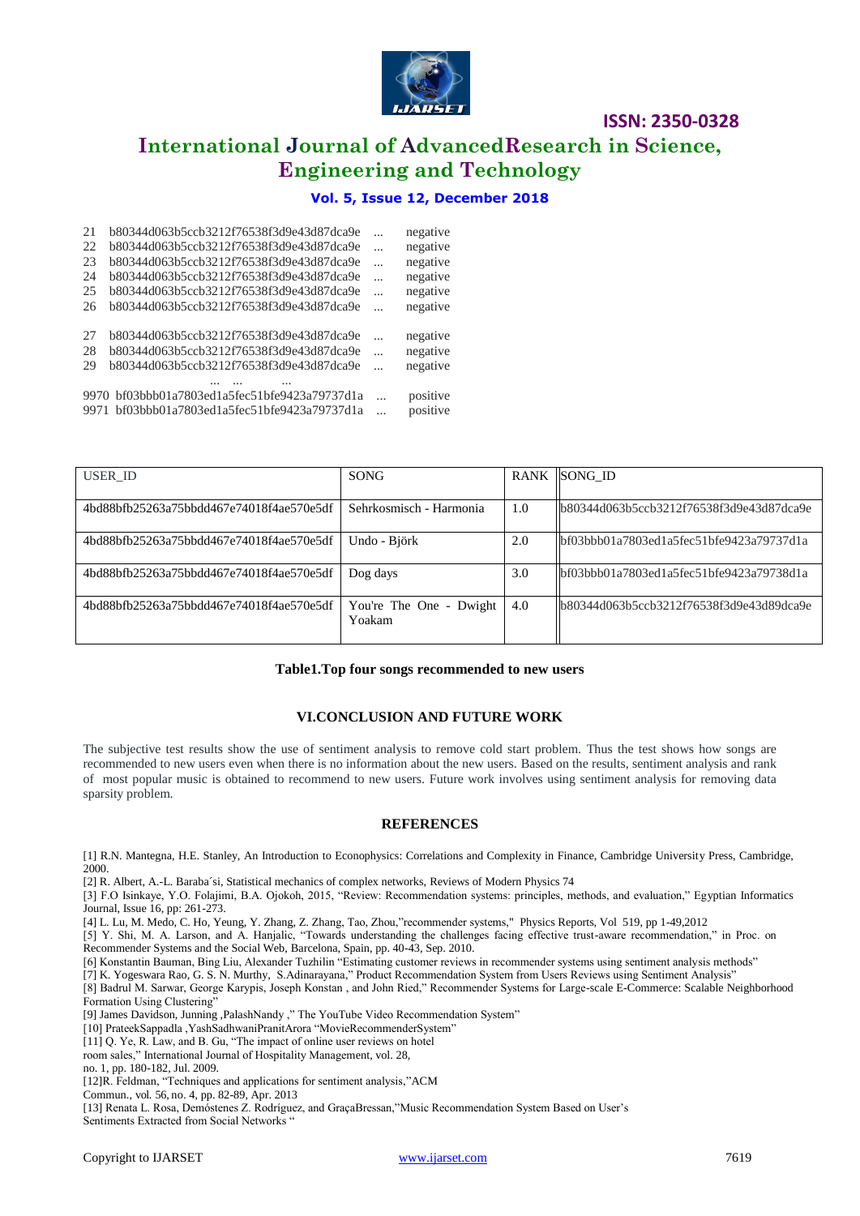```
21    b80344d063b5ccb3212f76538f3d9e43d87dca9e    ...    negative
22    b80344d063b5ccb3212f76538f3d9e43d87dca9e    ...    negative
23    b80344d063b5ccb3212f76538f3d9e43d87dca9e    ...    negative
24    b80344d063b5ccb3212f76538f3d9e43d87dca9e    ...    negative
25    b80344d063b5ccb3212f76538f3d9e43d87dca9e    ...    negative
26    b80344d063b5ccb3212f76538f3d9e43d87dca9e    ...    negative

27    b80344d063b5ccb3212f76538f3d9e43d87dca9e    ...    negative
28    b80344d063b5ccb3212f76538f3d9e43d87dca9e    ...    negative
29    b80344d063b5ccb3212f76538f3d9e43d87dca9e    ...    negative
              ...    ...        ...
9970  bf03bbb01a7803ed1a5fec51bfe9423a79737d1a    ...    positive
9971  bf03bbb01a7803ed1a5fec51bfe9423a79737d1a    ...    positive
```

| USER_ID | SONG | RANK | SONG_ID |
|---|---|---|---|
| 4bd88bfb25263a75bbdd467e74018f4ae570e5df | Sehrkosmisch - Harmonia | 1.0 | b80344d063b5ccb3212f76538f3d9e43d87dca9e |
| 4bd88bfb25263a75bbdd467e74018f4ae570e5df | Undo - Björk | 2.0 | bf03bbb01a7803ed1a5fec51bfe9423a79737d1a |
| 4bd88bfb25263a75bbdd467e74018f4ae570e5df | Dog days | 3.0 | bf03bbb01a7803ed1a5fec51bfe9423a79738d1a |
| 4bd88bfb25263a75bbdd467e74018f4ae570e5df | You're The One - Dwight Yoakam | 4.0 | b80344d063b5ccb3212f76538f3d9e43d89dca9e |

**Table1.Top four songs recommended to new users**

## VI.CONCLUSION AND FUTURE WORK

The subjective test results show the use of sentiment analysis to remove cold start problem. Thus the test shows how songs are recommended to new users even when there is no information about the new users. Based on the results, sentiment analysis and rank of most popular music is obtained to recommend to new users. Future work involves using sentiment analysis for removing data sparsity problem.

## REFERENCES

[1] R.N. Mantegna, H.E. Stanley, An Introduction to Econophysics: Correlations and Complexity in Finance, Cambridge University Press, Cambridge, 2000.

[2] R. Albert, A.-L. Baraba´si, Statistical mechanics of complex networks, Reviews of Modern Physics 74

[3] F.O Isinkaye, Y.O. Folajimi, B.A. Ojokoh, 2015, "Review: Recommendation systems: principles, methods, and evaluation," Egyptian Informatics Journal, Issue 16, pp: 261-273.

[4] L. Lu, M. Medo, C. Ho, Yeung, Y. Zhang, Z. Zhang, Tao, Zhou,"recommender systems," Physics Reports, Vol 519, pp 1-49,2012

[5] Y. Shi, M. A. Larson, and A. Hanjalic, "Towards understanding the challenges facing effective trust-aware recommendation," in Proc. on Recommender Systems and the Social Web, Barcelona, Spain, pp. 40-43, Sep. 2010.

[6] Konstantin Bauman, Bing Liu, Alexander Tuzhilin "Estimating customer reviews in recommender systems using sentiment analysis methods"

[7] K. Yogeswara Rao, G. S. N. Murthy, S.Adinarayana," Product Recommendation System from Users Reviews using Sentiment Analysis"

[8] Badrul M. Sarwar, George Karypis, Joseph Konstan , and John Ried," Recommender Systems for Large-scale E-Commerce: Scalable Neighborhood Formation Using Clustering"

[9] James Davidson, Junning ,PalashNandy ," The YouTube Video Recommendation System"

[10] PrateekSappadla ,YashSadhwaniPranitArora "MovieRecommenderSystem"

[11] Q. Ye, R. Law, and B. Gu, "The impact of online user reviews on hotel room sales," International Journal of Hospitality Management, vol. 28, no. 1, pp. 180-182, Jul. 2009.

[12]R. Feldman, "Techniques and applications for sentiment analysis,"ACM Commun., vol. 56, no. 4, pp. 82-89, Apr. 2013

[13] Renata L. Rosa, Demóstenes Z. Rodríguez, and GraçaBressan,"Music Recommendation System Based on User's Sentiments Extracted from Social Networks "